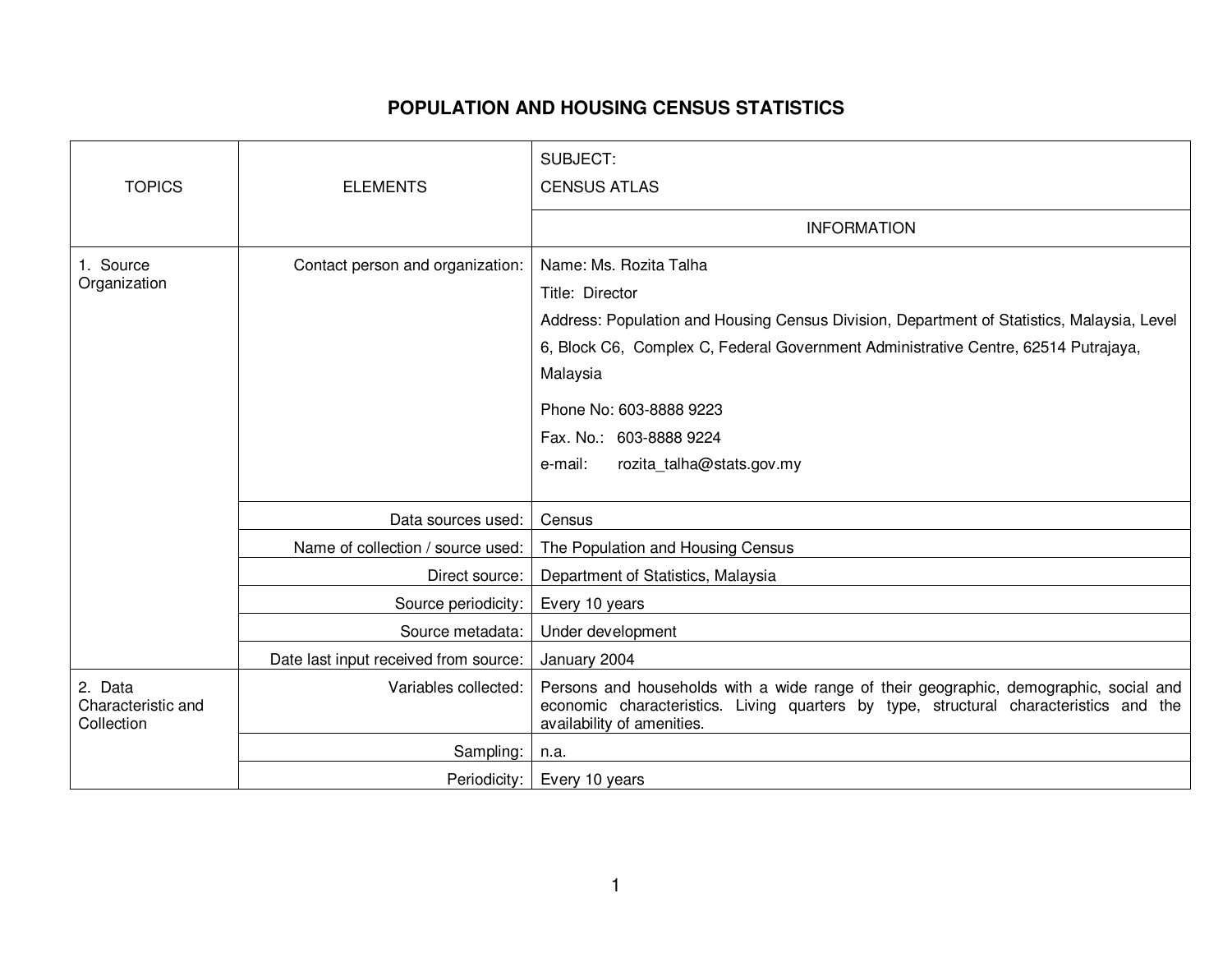# POPULATION AND HOUSING CENSUS STATISTICS

| TOPICS | ELEMENTS | SUBJECT: CENSUS ATLAS |
|---|---|---|
| | | INFORMATION |
| 1. Source Organization | Contact person and organization: | Name: Ms. Rozita Talha<br>Title: Director<br>Address: Population and Housing Census Division, Department of Statistics, Malaysia, Level 6, Block C6, Complex C, Federal Government Administrative Centre, 62514 Putrajaya, Malaysia<br>Phone No: 603-8888 9223<br>Fax. No.: 603-8888 9224<br>e-mail: rozita_talha@stats.gov.my |
| | Data sources used: | Census |
| | Name of collection / source used: | The Population and Housing Census |
| | Direct source: | Department of Statistics, Malaysia |
| | Source periodicity: | Every 10 years |
| | Source metadata: | Under development |
| | Date last input received from source: | January 2004 |
| 2. Data Characteristic and Collection | Variables collected: | Persons and households with a wide range of their geographic, demographic, social and economic characteristics. Living quarters by type, structural characteristics and the availability of amenities. |
| | Sampling: | n.a. |
| | Periodicity: | Every 10 years |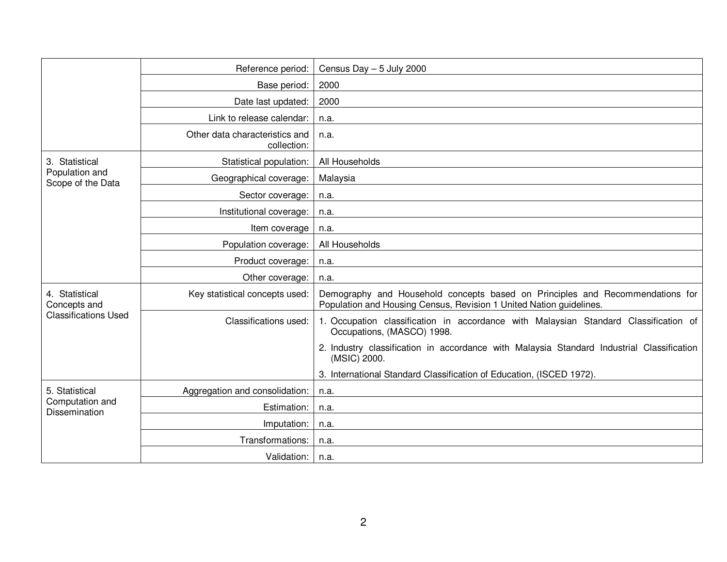| | | |
|---|---|---|
| | Reference period: | Census Day – 5 July 2000 |
| | Base period: | 2000 |
| | Date last updated: | 2000 |
| | Link to release calendar: | n.a. |
| | Other data characteristics and collection: | n.a. |
| 3. Statistical Population and Scope of the Data | Statistical population: | All Households |
| | Geographical coverage: | Malaysia |
| | Sector coverage: | n.a. |
| | Institutional coverage: | n.a. |
| | Item coverage | n.a. |
| | Population coverage: | All Households |
| | Product coverage: | n.a. |
| | Other coverage: | n.a. |
| 4. Statistical Concepts and Classifications Used | Key statistical concepts used: | Demography and Household concepts based on Principles and Recommendations for Population and Housing Census, Revision 1 United Nation guidelines. |
| | Classifications used: | 1. Occupation classification in accordance with Malaysian Standard Classification of Occupations, (MASCO) 1998.<br>2. Industry classification in accordance with Malaysia Standard Industrial Classification (MSIC) 2000.<br>3. International Standard Classification of Education, (ISCED 1972). |
| 5. Statistical Computation and Dissemination | Aggregation and consolidation: | n.a. |
| | Estimation: | n.a. |
| | Imputation: | n.a. |
| | Transformations: | n.a. |
| | Validation: | n.a. |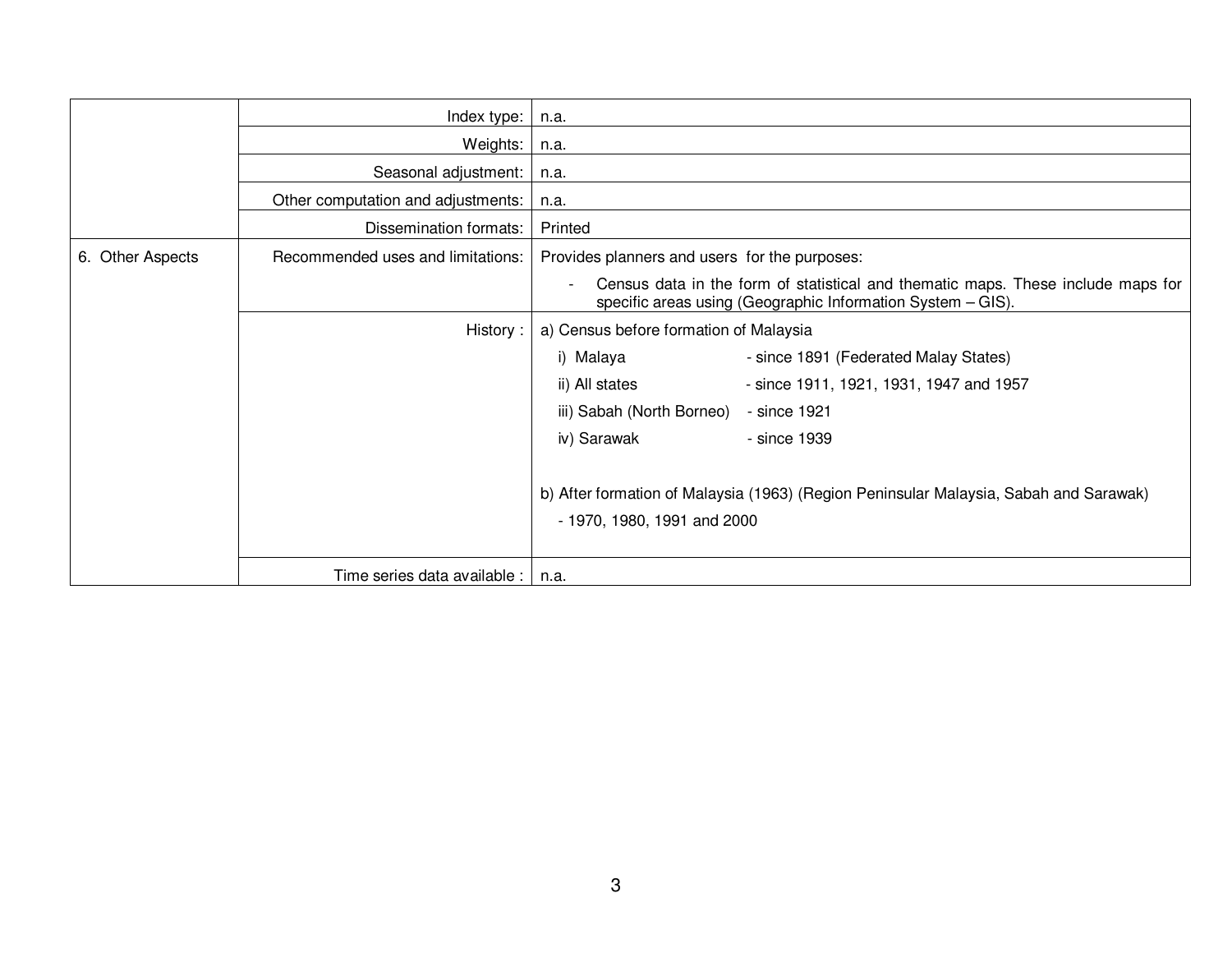| | | |
|---|---|---|
| | Index type: | n.a. |
| | Weights: | n.a. |
| | Seasonal adjustment: | n.a. |
| | Other computation and adjustments: | n.a. |
| | Dissemination formats: | Printed |
| 6. Other Aspects | Recommended uses and limitations: | Provides planners and users for the purposes:<br>- Census data in the form of statistical and thematic maps. These include maps for specific areas using (Geographic Information System – GIS). |
| | History : | a) Census before formation of Malaysia<br>i) Malaya - since 1891 (Federated Malay States)<br>ii) All states - since 1911, 1921, 1931, 1947 and 1957<br>iii) Sabah (North Borneo) - since 1921<br>iv) Sarawak - since 1939<br><br>b) After formation of Malaysia (1963) (Region Peninsular Malaysia, Sabah and Sarawak)<br>- 1970, 1980, 1991 and 2000 |
| | Time series data available : | n.a. |